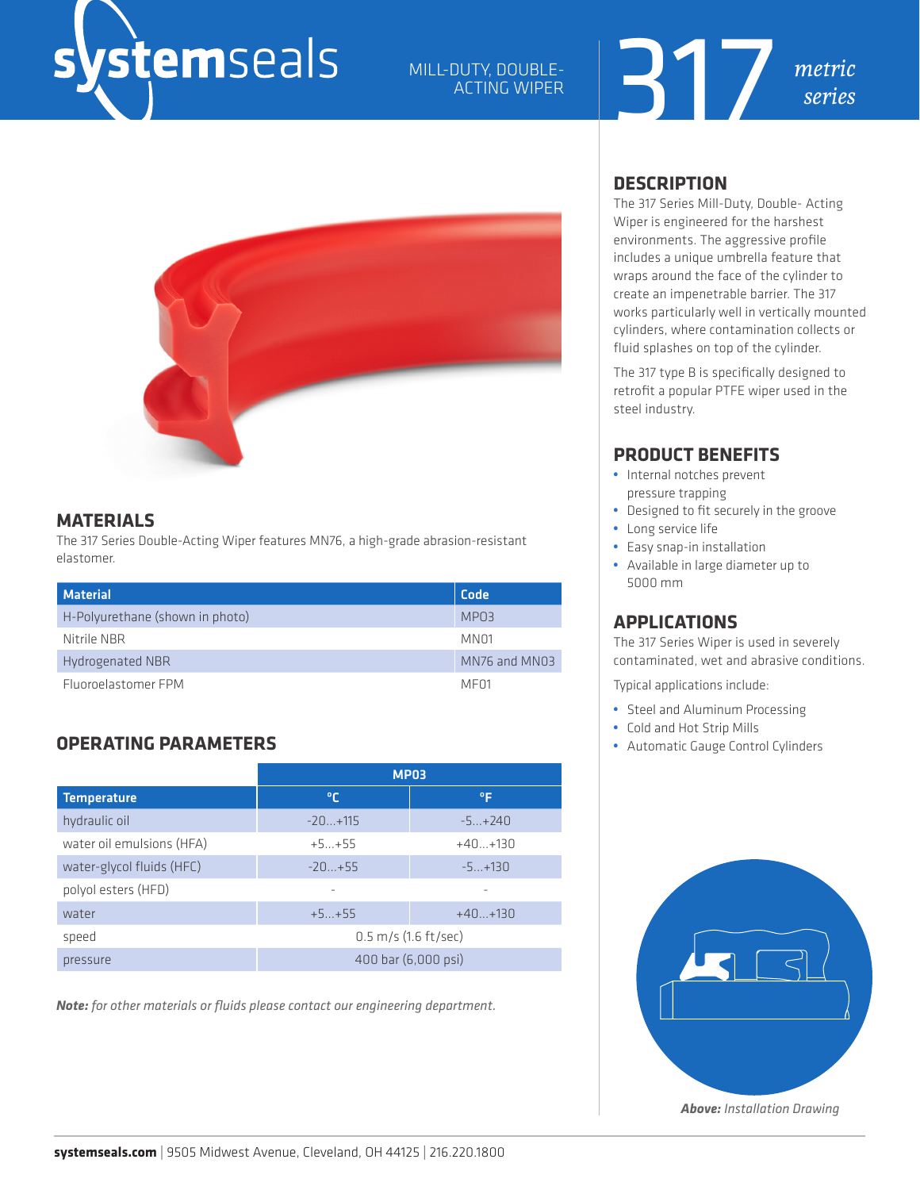# systemseals

MILL-DUTY, DOUBLE-ACTING WIPER

# 317 metric series

## MATERIALS

The 317 Series Double-Acting Wiper features MN76, a high-grade abrasion-resistant elastomer.

| Material | Code |
|---|---|
| H-Polyurethane (shown in photo) | MP03 |
| Nitrile NBR | MN01 |
| Hydrogenated NBR | MN76 and MN03 |
| Fluoroelastomer FPM | MF01 |

## OPERATING PARAMETERS

| | MP03 | |
|---|---|---|
| **Temperature** | **°C** | **°F** |
| hydraulic oil | -20...+115 | -5...+240 |
| water oil emulsions (HFA) | +5...+55 | +40...+130 |
| water-glycol fluids (HFC) | -20...+55 | -5...+130 |
| polyol esters (HFD) | - | - |
| water | +5...+55 | +40...+130 |
| speed | 0.5 m/s (1.6 ft/sec) | |
| pressure | 400 bar (6,000 psi) | |

***Note:** for other materials or fluids please contact our engineering department.*

## DESCRIPTION

The 317 Series Mill-Duty, Double- Acting Wiper is engineered for the harshest environments. The aggressive profile includes a unique umbrella feature that wraps around the face of the cylinder to create an impenetrable barrier. The 317 works particularly well in vertically mounted cylinders, where contamination collects or fluid splashes on top of the cylinder.

The 317 type B is specifically designed to retrofit a popular PTFE wiper used in the steel industry.

## PRODUCT BENEFITS

- Internal notches prevent pressure trapping
- Designed to fit securely in the groove
- Long service life
- Easy snap-in installation
- Available in large diameter up to 5000 mm

## APPLICATIONS

The 317 Series Wiper is used in severely contaminated, wet and abrasive conditions.

Typical applications include:

- Steel and Aluminum Processing
- Cold and Hot Strip Mills
- Automatic Gauge Control Cylinders

***Above:** Installation Drawing*

**systemseals.com** | 9505 Midwest Avenue, Cleveland, OH 44125 | 216.220.1800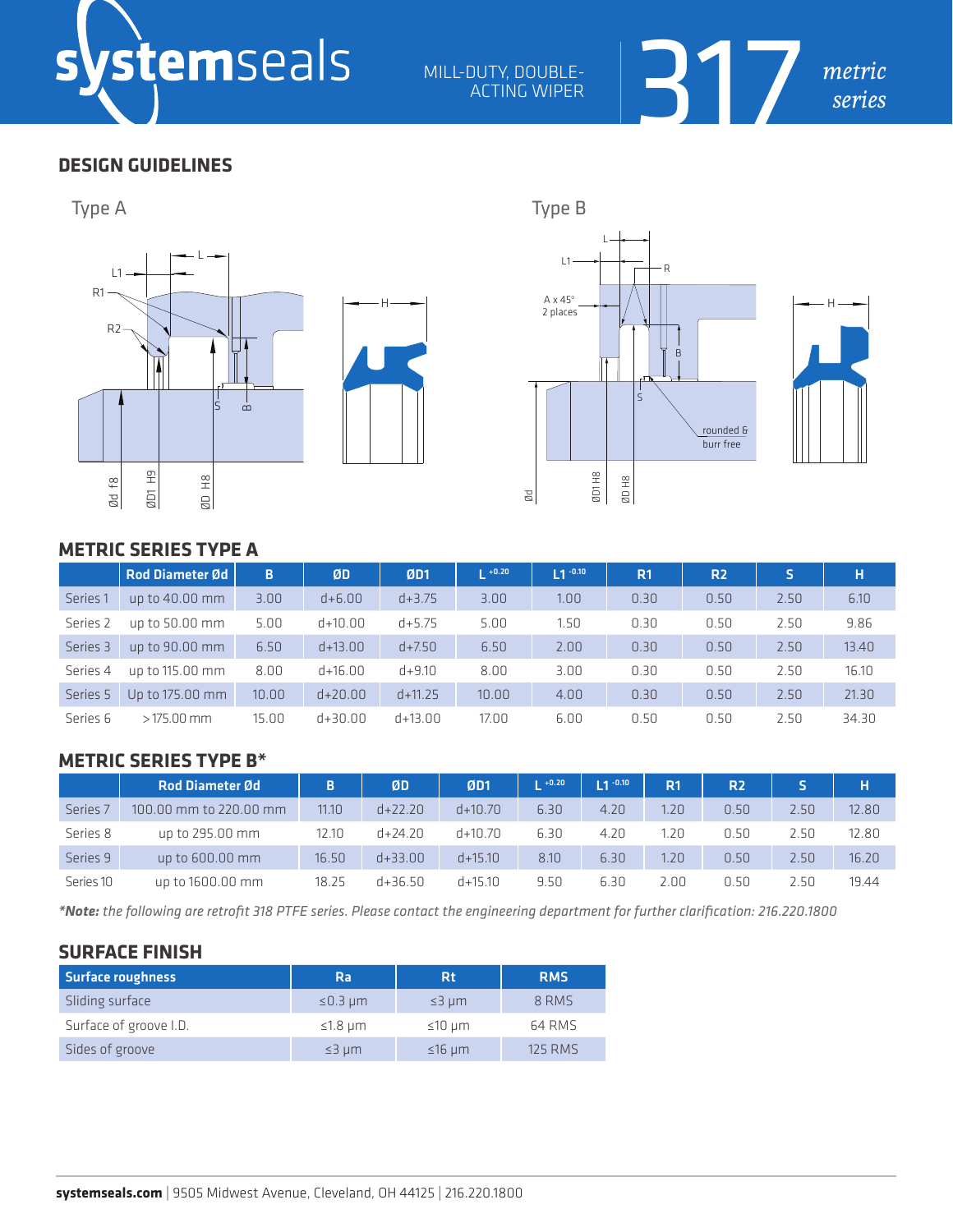systemseals

MILL-DUTY, DOUBLE-ACTING WIPER

317 metric series

## DESIGN GUIDELINES

Type A

L1
L
R1
R2
S
B
H
Ød f8
ØD1 H9
ØD H8

Type B

L
L1
R
A x 45°
2 places
B
S
H
rounded & burr free
Ød
ØD1 H8
ØD H8

## METRIC SERIES TYPE A

| | Rod Diameter Ød | B | ØD | ØD1 | L $^{+0.20}$ | L1 $^{-0.10}$ | R1 | R2 | S | H |
|---|---|---|---|---|---|---|---|---|---|---|
| Series 1 | up to 40.00 mm | 3.00 | d+6.00 | d+3.75 | 3.00 | 1.00 | 0.30 | 0.50 | 2.50 | 6.10 |
| Series 2 | up to 50.00 mm | 5.00 | d+10.00 | d+5.75 | 5.00 | 1.50 | 0.30 | 0.50 | 2.50 | 9.86 |
| Series 3 | up to 90.00 mm | 6.50 | d+13.00 | d+7.50 | 6.50 | 2.00 | 0.30 | 0.50 | 2.50 | 13.40 |
| Series 4 | up to 115.00 mm | 8.00 | d+16.00 | d+9.10 | 8.00 | 3.00 | 0.30 | 0.50 | 2.50 | 16.10 |
| Series 5 | Up to 175.00 mm | 10.00 | d+20.00 | d+11.25 | 10.00 | 4.00 | 0.30 | 0.50 | 2.50 | 21.30 |
| Series 6 | > 175.00 mm | 15.00 | d+30.00 | d+13.00 | 17.00 | 6.00 | 0.50 | 0.50 | 2.50 | 34.30 |

## METRIC SERIES TYPE B*

| | Rod Diameter Ød | B | ØD | ØD1 | L $^{+0.20}$ | L1 $^{-0.10}$ | R1 | R2 | S | H |
|---|---|---|---|---|---|---|---|---|---|---|
| Series 7 | 100.00 mm to 220.00 mm | 11.10 | d+22.20 | d+10.70 | 6.30 | 4.20 | 1.20 | 0.50 | 2.50 | 12.80 |
| Series 8 | up to 295.00 mm | 12.10 | d+24.20 | d+10.70 | 6.30 | 4.20 | 1.20 | 0.50 | 2.50 | 12.80 |
| Series 9 | up to 600.00 mm | 16.50 | d+33.00 | d+15.10 | 8.10 | 6.30 | 1.20 | 0.50 | 2.50 | 16.20 |
| Series 10 | up to 1600.00 mm | 18.25 | d+36.50 | d+15.10 | 9.50 | 6.30 | 2.00 | 0.50 | 2.50 | 19.44 |

*\*Note: the following are retrofit 318 PTFE series. Please contact the engineering department for further clarification: 216.220.1800*

## SURFACE FINISH

| Surface roughness | Ra | Rt | RMS |
|---|---|---|---|
| Sliding surface | ≤0.3 μm | ≤3 μm | 8 RMS |
| Surface of groove I.D. | ≤1.8 μm | ≤10 μm | 64 RMS |
| Sides of groove | ≤3 μm | ≤16 μm | 125 RMS |

**systemseals.com** | 9505 Midwest Avenue, Cleveland, OH 44125 | 216.220.1800